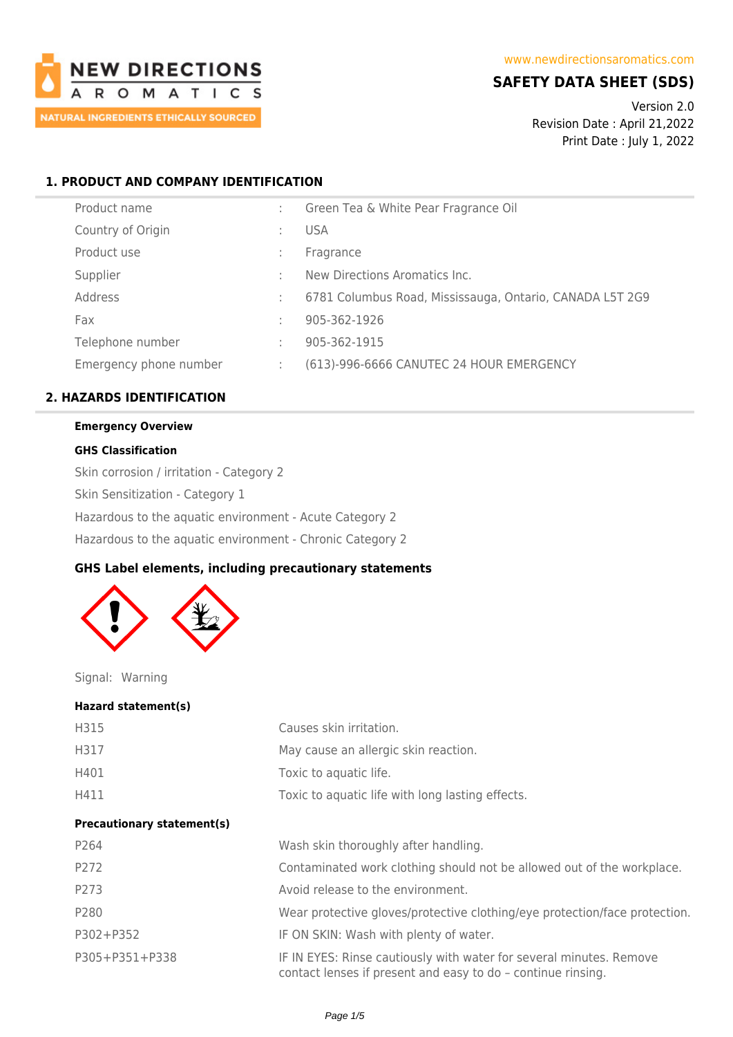NEW DIRECTIONS AROMATICS

NATURAL INGREDIENTS ETHICALLY SOURCED

www.newdirectionsaromatics.com

# SAFETY DATA SHEET (SDS)

Version 2.0
Revision Date : April 21,2022
Print Date : July 1, 2022

## 1. PRODUCT AND COMPANY IDENTIFICATION

| | | |
|---|---|---|
| Product name | : | Green Tea & White Pear Fragrance Oil |
| Country of Origin | : | USA |
| Product use | : | Fragrance |
| Supplier | : | New Directions Aromatics Inc. |
| Address | : | 6781 Columbus Road, Mississauga, Ontario, CANADA L5T 2G9 |
| Fax | : | 905-362-1926 |
| Telephone number | : | 905-362-1915 |
| Emergency phone number | : | (613)-996-6666 CANUTEC 24 HOUR EMERGENCY |

## 2. HAZARDS IDENTIFICATION

**Emergency Overview**

**GHS Classification**

Skin corrosion / irritation - Category 2

Skin Sensitization - Category 1

Hazardous to the aquatic environment - Acute Category 2

Hazardous to the aquatic environment - Chronic Category 2

**GHS Label elements, including precautionary statements**

Signal: Warning

**Hazard statement(s)**

| | |
|---|---|
| H315 | Causes skin irritation. |
| H317 | May cause an allergic skin reaction. |
| H401 | Toxic to aquatic life. |
| H411 | Toxic to aquatic life with long lasting effects. |

**Precautionary statement(s)**

| | |
|---|---|
| P264 | Wash skin thoroughly after handling. |
| P272 | Contaminated work clothing should not be allowed out of the workplace. |
| P273 | Avoid release to the environment. |
| P280 | Wear protective gloves/protective clothing/eye protection/face protection. |
| P302+P352 | IF ON SKIN: Wash with plenty of water. |
| P305+P351+P338 | IF IN EYES: Rinse cautiously with water for several minutes. Remove contact lenses if present and easy to do – continue rinsing. |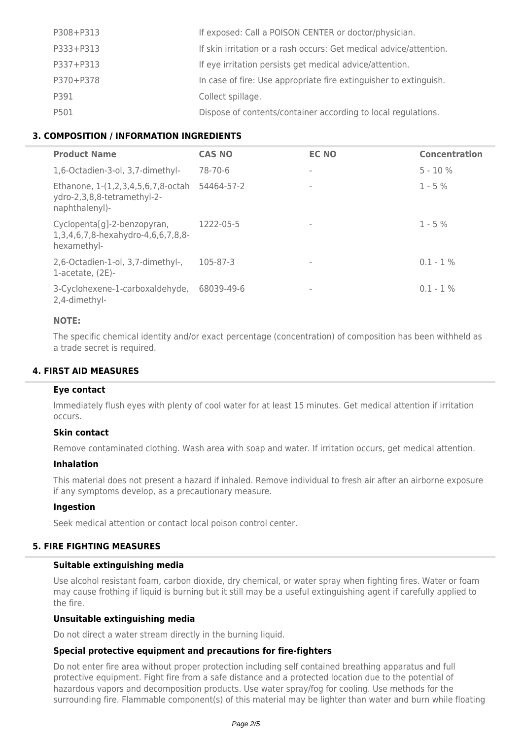| | |
|---|---|
| P308+P313 | If exposed: Call a POISON CENTER or doctor/physician. |
| P333+P313 | If skin irritation or a rash occurs: Get medical advice/attention. |
| P337+P313 | If eye irritation persists get medical advice/attention. |
| P370+P378 | In case of fire: Use appropriate fire extinguisher to extinguish. |
| P391 | Collect spillage. |
| P501 | Dispose of contents/container according to local regulations. |

### 3. COMPOSITION / INFORMATION INGREDIENTS

| Product Name | CAS NO | EC NO | Concentration |
|---|---|---|---|
| 1,6-Octadien-3-ol, 3,7-dimethyl- | 78-70-6 | - | 5 - 10 % |
| Ethanone, 1-(1,2,3,4,5,6,7,8-octahydro-2,3,8,8-tetramethyl-2-naphthalenyl)- | 54464-57-2 | - | 1 - 5 % |
| Cyclopenta[g]-2-benzopyran, 1,3,4,6,7,8-hexahydro-4,6,6,7,8,8-hexamethyl- | 1222-05-5 | - | 1 - 5 % |
| 2,6-Octadien-1-ol, 3,7-dimethyl-, 1-acetate, (2E)- | 105-87-3 | - | 0.1 - 1 % |
| 3-Cyclohexene-1-carboxaldehyde, 2,4-dimethyl- | 68039-49-6 | - | 0.1 - 1 % |

**NOTE:**

The specific chemical identity and/or exact percentage (concentration) of composition has been withheld as a trade secret is required.

### 4. FIRST AID MEASURES

**Eye contact**

Immediately flush eyes with plenty of cool water for at least 15 minutes. Get medical attention if irritation occurs.

**Skin contact**

Remove contaminated clothing. Wash area with soap and water. If irritation occurs, get medical attention.

**Inhalation**

This material does not present a hazard if inhaled. Remove individual to fresh air after an airborne exposure if any symptoms develop, as a precautionary measure.

**Ingestion**

Seek medical attention or contact local poison control center.

### 5. FIRE FIGHTING MEASURES

**Suitable extinguishing media**

Use alcohol resistant foam, carbon dioxide, dry chemical, or water spray when fighting fires. Water or foam may cause frothing if liquid is burning but it still may be a useful extinguishing agent if carefully applied to the fire.

**Unsuitable extinguishing media**

Do not direct a water stream directly in the burning liquid.

**Special protective equipment and precautions for fire-fighters**

Do not enter fire area without proper protection including self contained breathing apparatus and full protective equipment. Fight fire from a safe distance and a protected location due to the potential of hazardous vapors and decomposition products. Use water spray/fog for cooling. Use methods for the surrounding fire. Flammable component(s) of this material may be lighter than water and burn while floating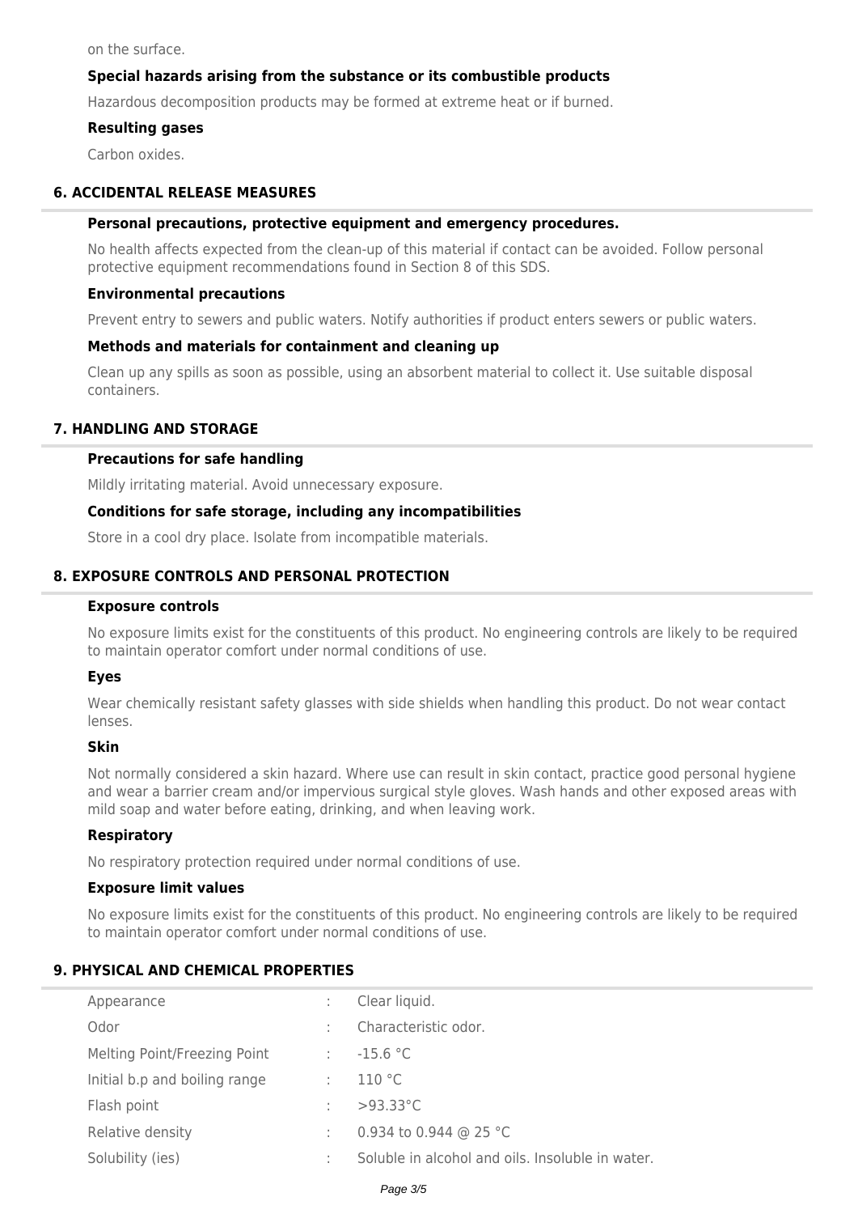on the surface.

### Special hazards arising from the substance or its combustible products

Hazardous decomposition products may be formed at extreme heat or if burned.

### Resulting gases

Carbon oxides.

## 6. ACCIDENTAL RELEASE MEASURES

### Personal precautions, protective equipment and emergency procedures.

No health affects expected from the clean-up of this material if contact can be avoided. Follow personal protective equipment recommendations found in Section 8 of this SDS.

### Environmental precautions

Prevent entry to sewers and public waters. Notify authorities if product enters sewers or public waters.

### Methods and materials for containment and cleaning up

Clean up any spills as soon as possible, using an absorbent material to collect it. Use suitable disposal containers.

## 7. HANDLING AND STORAGE

### Precautions for safe handling

Mildly irritating material. Avoid unnecessary exposure.

### Conditions for safe storage, including any incompatibilities

Store in a cool dry place. Isolate from incompatible materials.

## 8. EXPOSURE CONTROLS AND PERSONAL PROTECTION

### Exposure controls

No exposure limits exist for the constituents of this product. No engineering controls are likely to be required to maintain operator comfort under normal conditions of use.

### Eyes

Wear chemically resistant safety glasses with side shields when handling this product. Do not wear contact lenses.

### Skin

Not normally considered a skin hazard. Where use can result in skin contact, practice good personal hygiene and wear a barrier cream and/or impervious surgical style gloves. Wash hands and other exposed areas with mild soap and water before eating, drinking, and when leaving work.

### Respiratory

No respiratory protection required under normal conditions of use.

### Exposure limit values

No exposure limits exist for the constituents of this product. No engineering controls are likely to be required to maintain operator comfort under normal conditions of use.

## 9. PHYSICAL AND CHEMICAL PROPERTIES

| | | |
|---|---|---|
| Appearance | : | Clear liquid. |
| Odor | : | Characteristic odor. |
| Melting Point/Freezing Point | : | -15.6 °C |
| Initial b.p and boiling range | : | 110 °C |
| Flash point | : | >93.33°C |
| Relative density | : | 0.934 to 0.944 @ 25 °C |
| Solubility (ies) | : | Soluble in alcohol and oils. Insoluble in water. |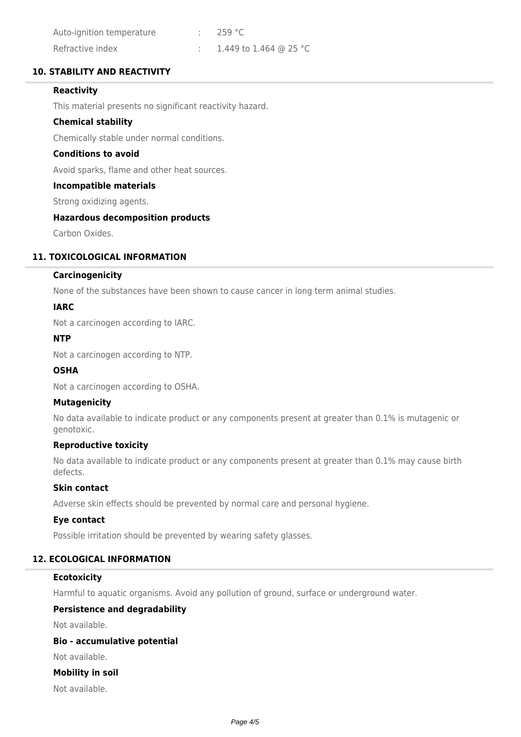| | | |
|---|---|---|
| Auto-ignition temperature | : | 259 °C |
| Refractive index | : | 1.449 to 1.464 @ 25 °C |

## 10. STABILITY AND REACTIVITY

### Reactivity

This material presents no significant reactivity hazard.

### Chemical stability

Chemically stable under normal conditions.

### Conditions to avoid

Avoid sparks, flame and other heat sources.

### Incompatible materials

Strong oxidizing agents.

### Hazardous decomposition products

Carbon Oxides.

## 11. TOXICOLOGICAL INFORMATION

### Carcinogenicity

None of the substances have been shown to cause cancer in long term animal studies.

### IARC

Not a carcinogen according to IARC.

### NTP

Not a carcinogen according to NTP.

### OSHA

Not a carcinogen according to OSHA.

### Mutagenicity

No data available to indicate product or any components present at greater than 0.1% is mutagenic or genotoxic.

### Reproductive toxicity

No data available to indicate product or any components present at greater than 0.1% may cause birth defects.

### Skin contact

Adverse skin effects should be prevented by normal care and personal hygiene.

### Eye contact

Possible irritation should be prevented by wearing safety glasses.

## 12. ECOLOGICAL INFORMATION

### Ecotoxicity

Harmful to aquatic organisms. Avoid any pollution of ground, surface or underground water.

### Persistence and degradability

Not available.

### Bio - accumulative potential

Not available.

### Mobility in soil

Not available.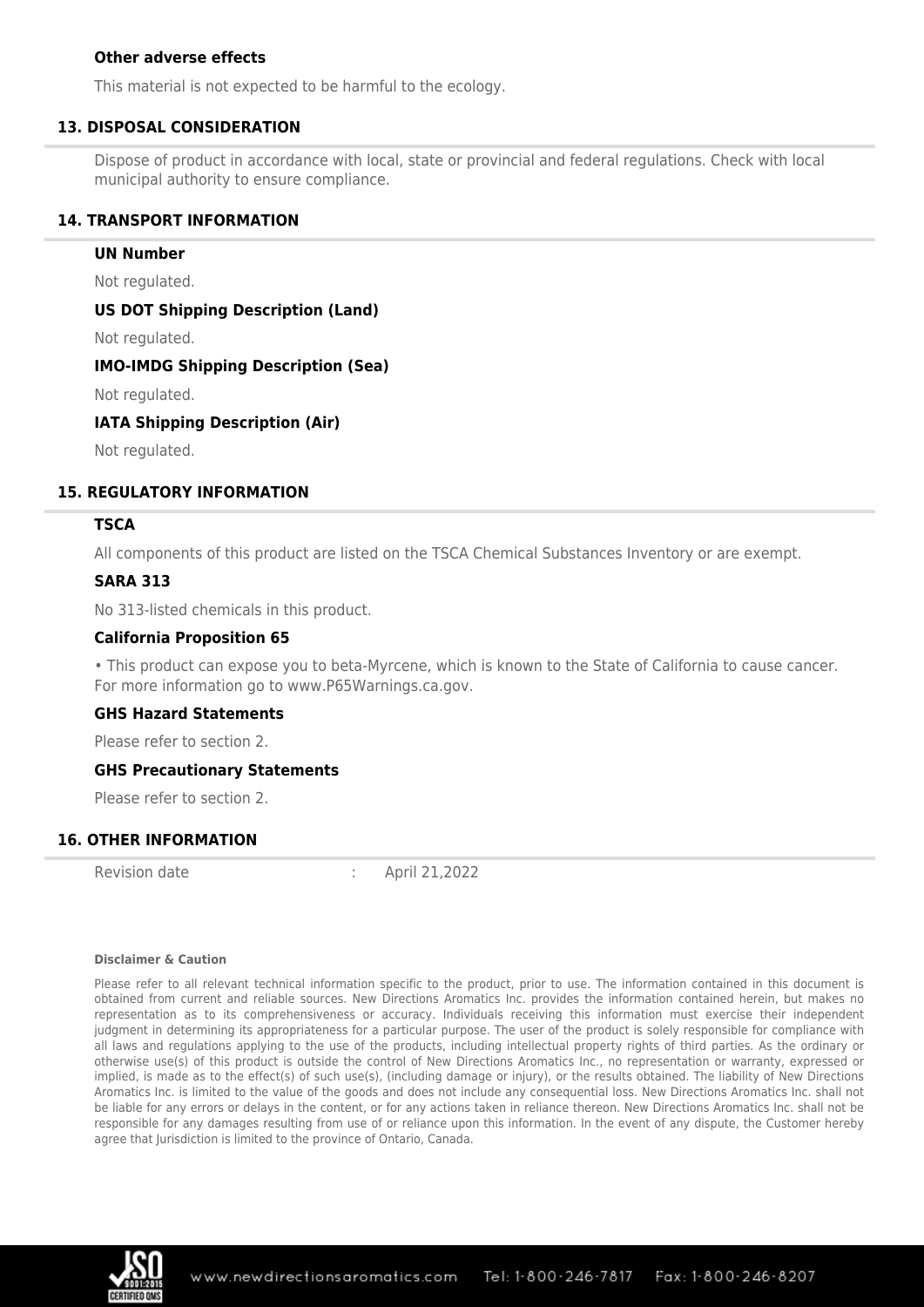### Other adverse effects

This material is not expected to be harmful to the ecology.

## 13. DISPOSAL CONSIDERATION

Dispose of product in accordance with local, state or provincial and federal regulations. Check with local municipal authority to ensure compliance.

## 14. TRANSPORT INFORMATION

### UN Number

Not regulated.

### US DOT Shipping Description (Land)

Not regulated.

### IMO-IMDG Shipping Description (Sea)

Not regulated.

### IATA Shipping Description (Air)

Not regulated.

## 15. REGULATORY INFORMATION

### TSCA

All components of this product are listed on the TSCA Chemical Substances Inventory or are exempt.

### SARA 313

No 313-listed chemicals in this product.

### California Proposition 65

- This product can expose you to beta-Myrcene, which is known to the State of California to cause cancer. For more information go to www.P65Warnings.ca.gov.

### GHS Hazard Statements

Please refer to section 2.

### GHS Precautionary Statements

Please refer to section 2.

## 16. OTHER INFORMATION

Revision date : April 21,2022

**Disclaimer & Caution**

Please refer to all relevant technical information specific to the product, prior to use. The information contained in this document is obtained from current and reliable sources. New Directions Aromatics Inc. provides the information contained herein, but makes no representation as to its comprehensiveness or accuracy. Individuals receiving this information must exercise their independent judgment in determining its appropriateness for a particular purpose. The user of the product is solely responsible for compliance with all laws and regulations applying to the use of the products, including intellectual property rights of third parties. As the ordinary or otherwise use(s) of this product is outside the control of New Directions Aromatics Inc., no representation or warranty, expressed or implied, is made as to the effect(s) of such use(s), (including damage or injury), or the results obtained. The liability of New Directions Aromatics Inc. is limited to the value of the goods and does not include any consequential loss. New Directions Aromatics Inc. shall not be liable for any errors or delays in the content, or for any actions taken in reliance thereon. New Directions Aromatics Inc. shall not be responsible for any damages resulting from use of or reliance upon this information. In the event of any dispute, the Customer hereby agree that Jurisdiction is limited to the province of Ontario, Canada.